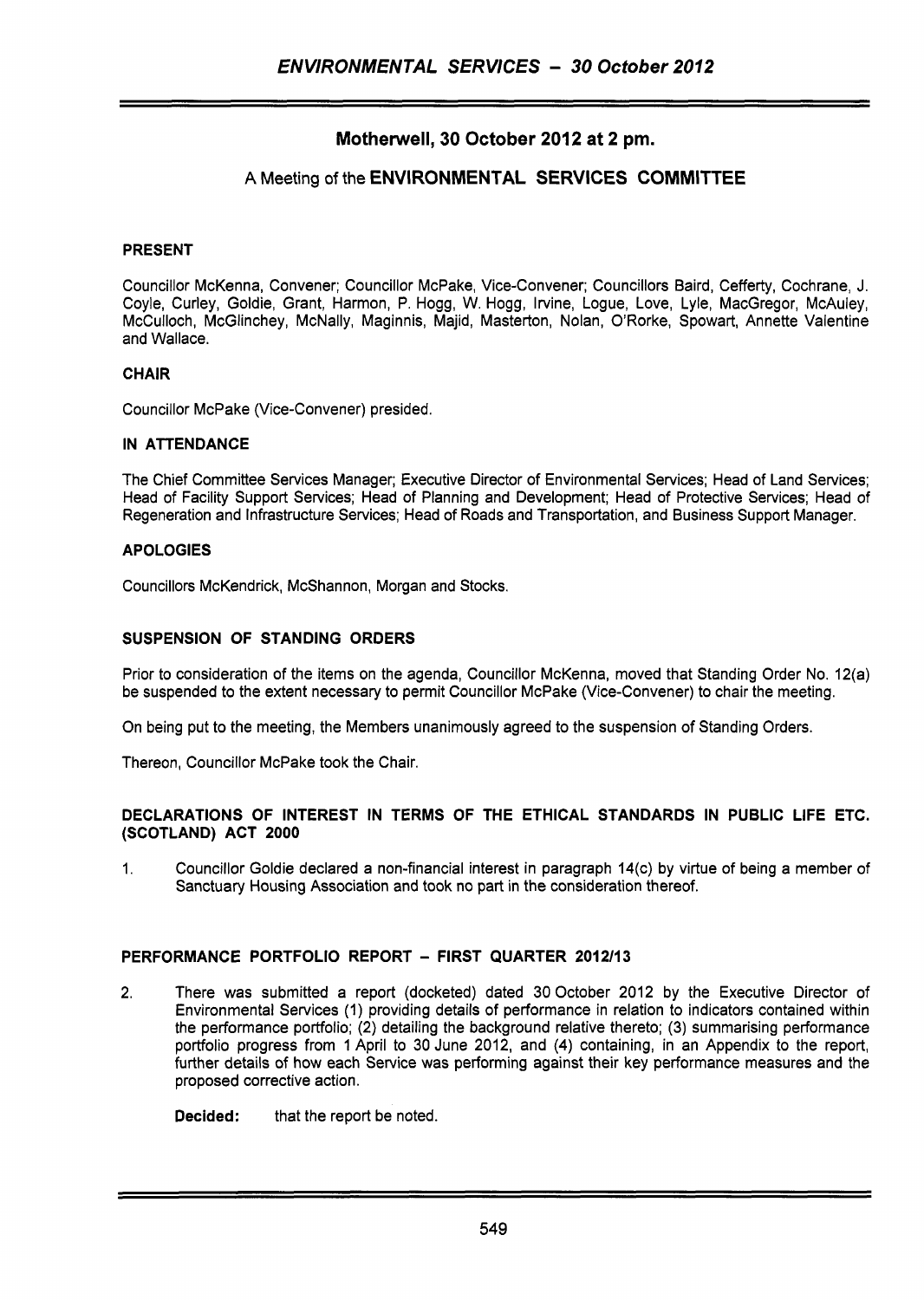# Motherwell, 30 October 2012 at 2 pm.

## A Meeting of the ENVIRONMENTAL SERVICES COMMITTEE

### PRESENT

Councillor McKenna, Convener; Councillor McPake, Vice-Convener; Councillors Baird, Cefferty, Cochrane, J. Coyle, Curley, Goldie, Grant, Harmon, P. Hogg, W. Hogg, Irvine, Logue, Love, Lyle, MacGregor, McAuley, McCulloch, McGlinchey, McNally, Maginnis, Majid, Masterton, Nolan, O'Rorke, Spowart, Annette Valentine and Wallace.

### CHAIR

Councillor McPake (Vice-Convener) presided.

### IN ATTENDANCE

The Chief Committee Services Manager; Executive Director of Environmental Services; Head of Land Services; Head of Facility Support Services; Head of Planning and Development; Head of Protective Services; Head of Regeneration and Infrastructure Services; Head of Roads and Transportation, and Business Support Manager.

### APOLOGIES

Councillors McKendrick, McShannon, Morgan and Stocks.

### SUSPENSION OF STANDING ORDERS

Prior to consideration of the items on the agenda, Councillor McKenna, moved that Standing Order No. 12(a) be suspended to the extent necessary to permit Councillor McPake (Vice-Convener) to chair the meeting.

On being put to the meeting, the Members unanimously agreed to the suspension of Standing Orders.

Thereon, Councillor McPake took the Chair.

### DECLARATIONS OF INTEREST IN TERMS OF THE ETHICAL STANDARDS IN PUBLIC LIFE ETC. (SCOTLAND) ACT 2000

1. Councillor Goldie declared a non-financial interest in paragraph 14(c) by virtue of being a member of Sanctuary Housing Association and took no part in the consideration thereof.

### PERFORMANCE PORTFOLIO REPORT – FIRST QUARTER 2012/13

2. There was submitted a report (docketed) dated 30 October 2012 by the Executive Director of Environmental Services (1) providing details of performance in relation to indicators contained within the performance portfolio; (2) detailing the background relative thereto; (3) summarising performance portfolio progress from 1 April to 30 June 2012, and (4) containing, in an Appendix to the report, further details of how each Service was performing against their key performance measures and the proposed corrective action.

**Decided:** that the report be noted.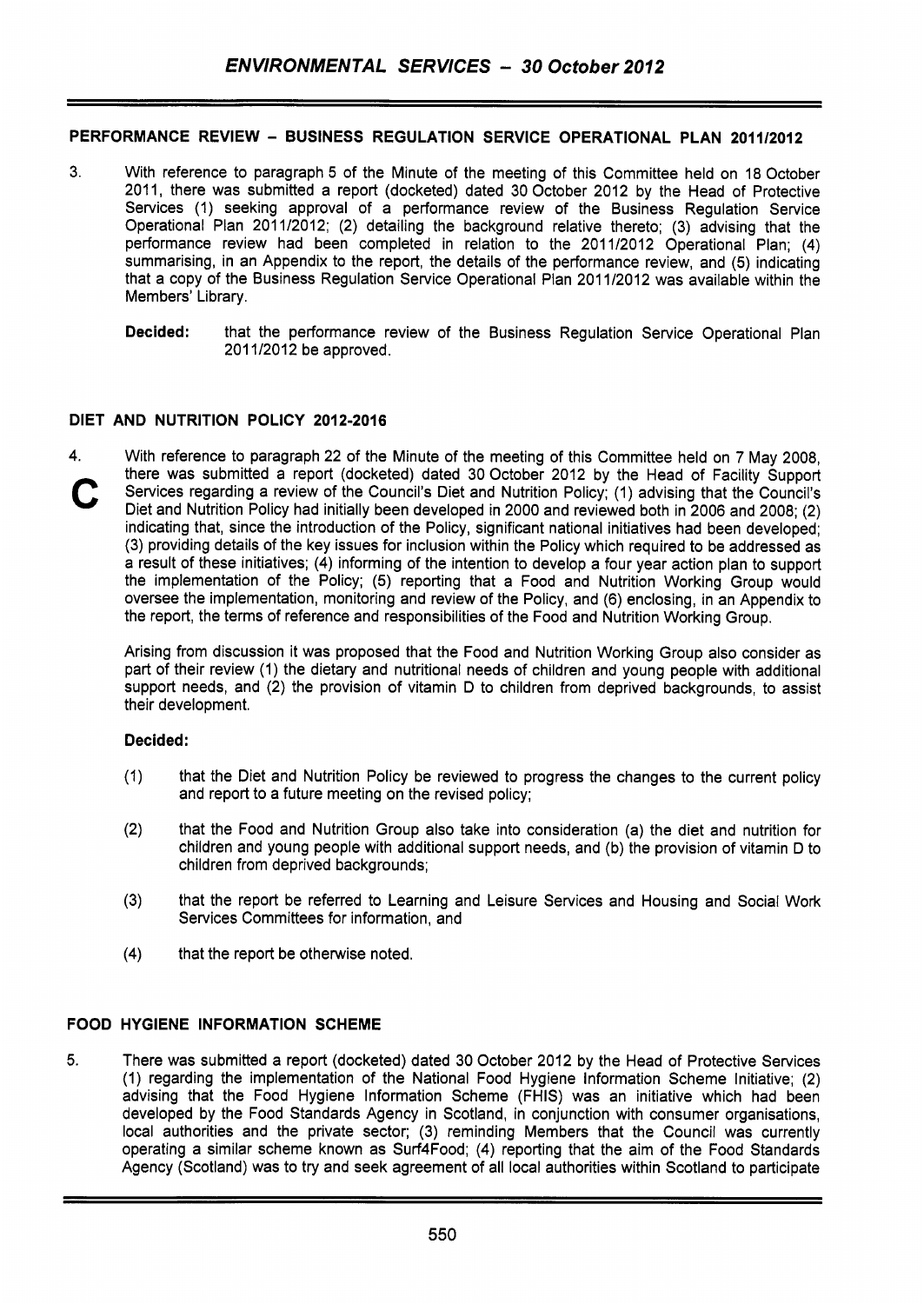## PERFORMANCE REVIEW – BUSINESS REGULATION SERVICE OPERATIONAL PLAN 2011/2012

3. With reference to paragraph 5 of the Minute of the meeting of this Committee held on 18 October 2011, there was submitted a report (docketed) dated 30 October 2012 by the Head of Protective Services (1) seeking approval of a performance review of the Business Regulation Service Operational Plan 2011/2012; (2) detailing the background relative thereto; (3) advising that the performance review had been completed in relation to the 2011/2012 Operational Plan; (4) summarising, in an Appendix to the report, the details of the performance review, and (5) indicating that a copy of the Business Regulation Service Operational Plan 2011/2012 was available within the Members' Library.

**Decided:** that the performance review of the Business Regulation Service Operational Plan 2011/2012 be approved.

## DIET AND NUTRITION POLICY 2012-2016

4. **C** With reference to paragraph 22 of the Minute of the meeting of this Committee held on 7 May 2008, there was submitted a report (docketed) dated 30 October 2012 by the Head of Facility Support Services regarding a review of the Council's Diet and Nutrition Policy; (1) advising that the Council's Diet and Nutrition Policy had initially been developed in 2000 and reviewed both in 2006 and 2008; (2) indicating that, since the introduction of the Policy, significant national initiatives had been developed; (3) providing details of the key issues for inclusion within the Policy which required to be addressed as a result of these initiatives; (4) informing of the intention to develop a four year action plan to support the implementation of the Policy; (5) reporting that a Food and Nutrition Working Group would oversee the implementation, monitoring and review of the Policy, and (6) enclosing, in an Appendix to the report, the terms of reference and responsibilities of the Food and Nutrition Working Group.

Arising from discussion it was proposed that the Food and Nutrition Working Group also consider as part of their review (1) the dietary and nutritional needs of children and young people with additional support needs, and (2) the provision of vitamin D to children from deprived backgrounds, to assist their development.

**Decided:**

(1) that the Diet and Nutrition Policy be reviewed to progress the changes to the current policy and report to a future meeting on the revised policy;

(2) that the Food and Nutrition Group also take into consideration (a) the diet and nutrition for children and young people with additional support needs, and (b) the provision of vitamin D to children from deprived backgrounds;

(3) that the report be referred to Learning and Leisure Services and Housing and Social Work Services Committees for information, and

(4) that the report be otherwise noted.

## FOOD HYGIENE INFORMATION SCHEME

5. There was submitted a report (docketed) dated 30 October 2012 by the Head of Protective Services (1) regarding the implementation of the National Food Hygiene Information Scheme Initiative; (2) advising that the Food Hygiene Information Scheme (FHIS) was an initiative which had been developed by the Food Standards Agency in Scotland, in conjunction with consumer organisations, local authorities and the private sector; (3) reminding Members that the Council was currently operating a similar scheme known as Surf4Food; (4) reporting that the aim of the Food Standards Agency (Scotland) was to try and seek agreement of all local authorities within Scotland to participate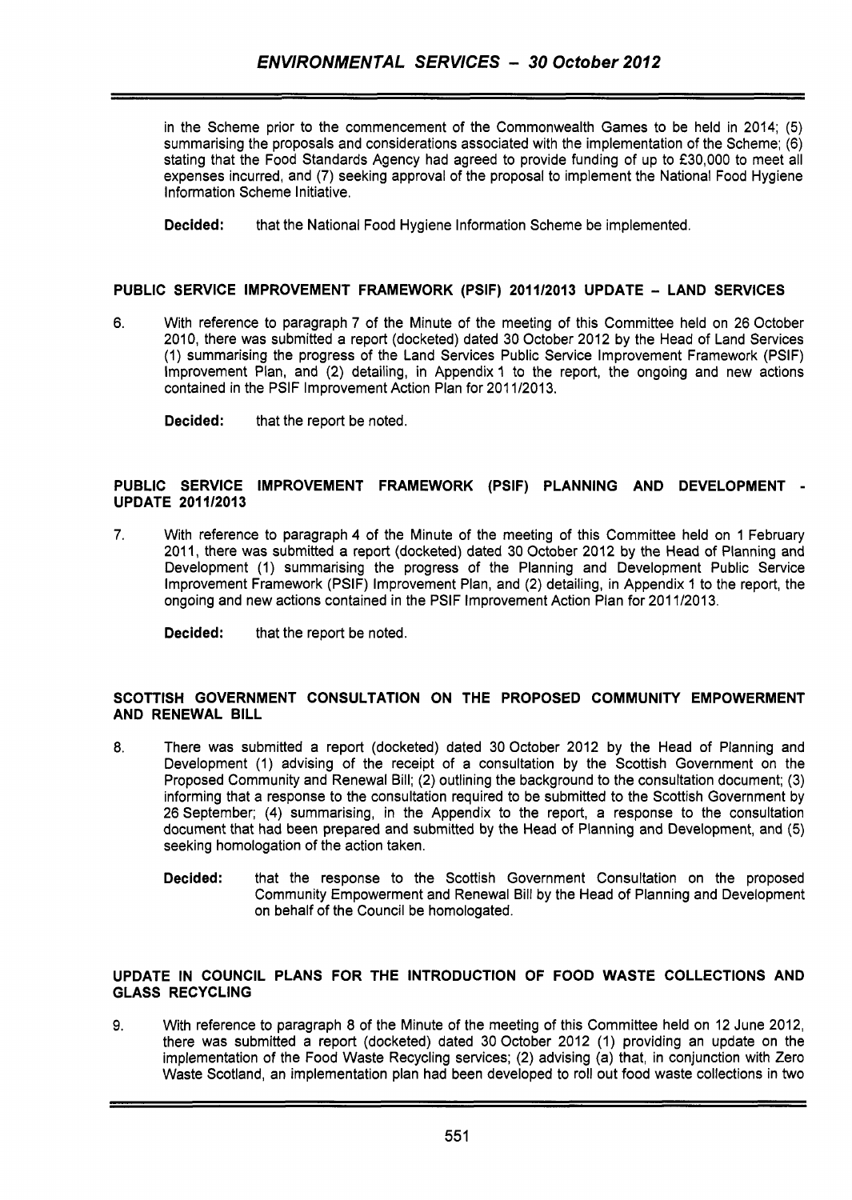in the Scheme prior to the commencement of the Commonwealth Games to be held in 2014; (5) summarising the proposals and considerations associated with the implementation of the Scheme; (6) stating that the Food Standards Agency had agreed to provide funding of up to £30,000 to meet all expenses incurred, and (7) seeking approval of the proposal to implement the National Food Hygiene Information Scheme Initiative.

**Decided:** that the National Food Hygiene Information Scheme be implemented.

## PUBLIC SERVICE IMPROVEMENT FRAMEWORK (PSIF) 2011/2013 UPDATE – LAND SERVICES

6. With reference to paragraph 7 of the Minute of the meeting of this Committee held on 26 October 2010, there was submitted a report (docketed) dated 30 October 2012 by the Head of Land Services (1) summarising the progress of the Land Services Public Service Improvement Framework (PSIF) Improvement Plan, and (2) detailing, in Appendix 1 to the report, the ongoing and new actions contained in the PSIF Improvement Action Plan for 2011/2013.

   **Decided:** that the report be noted.

## PUBLIC SERVICE IMPROVEMENT FRAMEWORK (PSIF) PLANNING AND DEVELOPMENT - UPDATE 2011/2013

7. With reference to paragraph 4 of the Minute of the meeting of this Committee held on 1 February 2011, there was submitted a report (docketed) dated 30 October 2012 by the Head of Planning and Development (1) summarising the progress of the Planning and Development Public Service Improvement Framework (PSIF) Improvement Plan, and (2) detailing, in Appendix 1 to the report, the ongoing and new actions contained in the PSIF Improvement Action Plan for 2011/2013.

   **Decided:** that the report be noted.

## SCOTTISH GOVERNMENT CONSULTATION ON THE PROPOSED COMMUNITY EMPOWERMENT AND RENEWAL BILL

8. There was submitted a report (docketed) dated 30 October 2012 by the Head of Planning and Development (1) advising of the receipt of a consultation by the Scottish Government on the Proposed Community and Renewal Bill; (2) outlining the background to the consultation document; (3) informing that a response to the consultation required to be submitted to the Scottish Government by 26 September; (4) summarising, in the Appendix to the report, a response to the consultation document that had been prepared and submitted by the Head of Planning and Development, and (5) seeking homologation of the action taken.

   **Decided:** that the response to the Scottish Government Consultation on the proposed Community Empowerment and Renewal Bill by the Head of Planning and Development on behalf of the Council be homologated.

## UPDATE IN COUNCIL PLANS FOR THE INTRODUCTION OF FOOD WASTE COLLECTIONS AND GLASS RECYCLING

9. With reference to paragraph 8 of the Minute of the meeting of this Committee held on 12 June 2012, there was submitted a report (docketed) dated 30 October 2012 (1) providing an update on the implementation of the Food Waste Recycling services; (2) advising (a) that, in conjunction with Zero Waste Scotland, an implementation plan had been developed to roll out food waste collections in two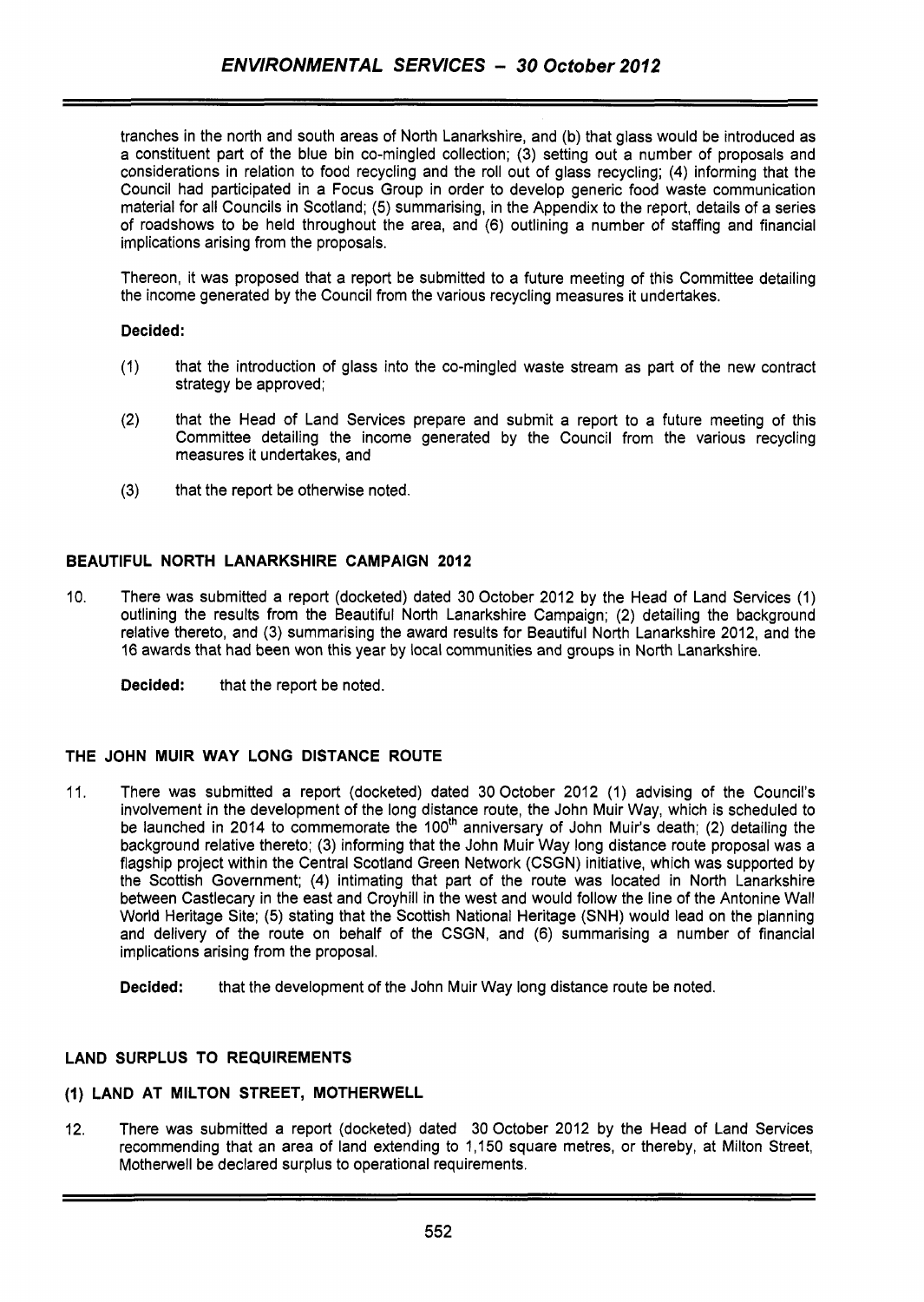tranches in the north and south areas of North Lanarkshire, and (b) that glass would be introduced as a constituent part of the blue bin co-mingled collection; (3) setting out a number of proposals and considerations in relation to food recycling and the roll out of glass recycling; (4) informing that the Council had participated in a Focus Group in order to develop generic food waste communication material for all Councils in Scotland; (5) summarising, in the Appendix to the report, details of a series of roadshows to be held throughout the area, and (6) outlining a number of staffing and financial implications arising from the proposals.

Thereon, it was proposed that a report be submitted to a future meeting of this Committee detailing the income generated by the Council from the various recycling measures it undertakes.

**Decided:**

(1) that the introduction of glass into the co-mingled waste stream as part of the new contract strategy be approved;

(2) that the Head of Land Services prepare and submit a report to a future meeting of this Committee detailing the income generated by the Council from the various recycling measures it undertakes, and

(3) that the report be otherwise noted.

## BEAUTIFUL NORTH LANARKSHIRE CAMPAIGN 2012

10. There was submitted a report (docketed) dated 30 October 2012 by the Head of Land Services (1) outlining the results from the Beautiful North Lanarkshire Campaign; (2) detailing the background relative thereto, and (3) summarising the award results for Beautiful North Lanarkshire 2012, and the 16 awards that had been won this year by local communities and groups in North Lanarkshire.

**Decided:** that the report be noted.

## THE JOHN MUIR WAY LONG DISTANCE ROUTE

11. There was submitted a report (docketed) dated 30 October 2012 (1) advising of the Council's involvement in the development of the long distance route, the John Muir Way, which is scheduled to be launched in 2014 to commemorate the 100th anniversary of John Muir's death; (2) detailing the background relative thereto; (3) informing that the John Muir Way long distance route proposal was a flagship project within the Central Scotland Green Network (CSGN) initiative, which was supported by the Scottish Government; (4) intimating that part of the route was located in North Lanarkshire between Castlecary in the east and Croyhill in the west and would follow the line of the Antonine Wall World Heritage Site; (5) stating that the Scottish National Heritage (SNH) would lead on the planning and delivery of the route on behalf of the CSGN, and (6) summarising a number of financial implications arising from the proposal.

**Decided:** that the development of the John Muir Way long distance route be noted.

## LAND SURPLUS TO REQUIREMENTS

### (1) LAND AT MILTON STREET, MOTHERWELL

12. There was submitted a report (docketed) dated 30 October 2012 by the Head of Land Services recommending that an area of land extending to 1,150 square metres, or thereby, at Milton Street, Motherwell be declared surplus to operational requirements.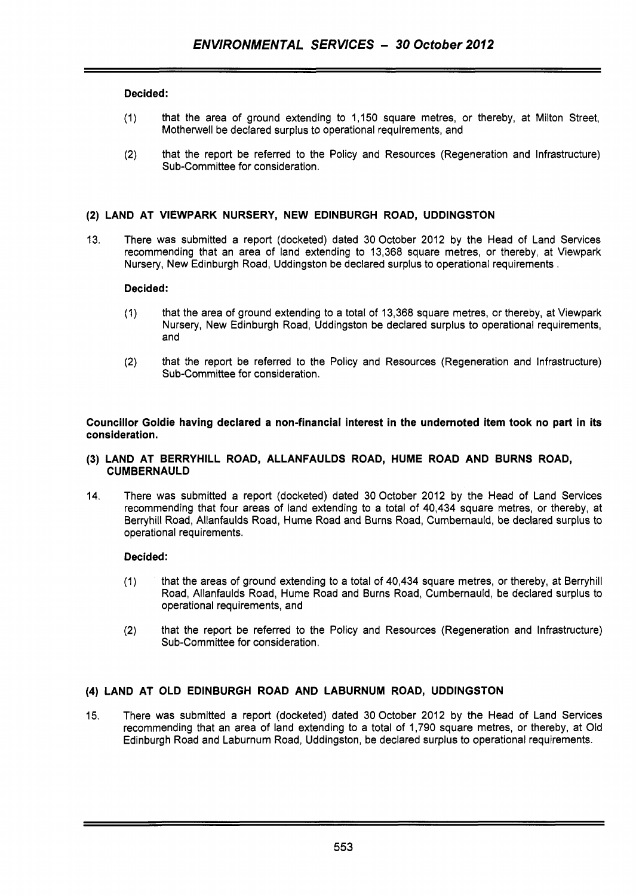**Decided:**

(1) that the area of ground extending to 1,150 square metres, or thereby, at Milton Street, Motherwell be declared surplus to operational requirements, and

(2) that the report be referred to the Policy and Resources (Regeneration and Infrastructure) Sub-Committee for consideration.

**(2) LAND AT VIEWPARK NURSERY, NEW EDINBURGH ROAD, UDDINGSTON**

13. There was submitted a report (docketed) dated 30 October 2012 by the Head of Land Services recommending that an area of land extending to 13,368 square metres, or thereby, at Viewpark Nursery, New Edinburgh Road, Uddingston be declared surplus to operational requirements .

**Decided:**

(1) that the area of ground extending to a total of 13,368 square metres, or thereby, at Viewpark Nursery, New Edinburgh Road, Uddingston be declared surplus to operational requirements, and

(2) that the report be referred to the Policy and Resources (Regeneration and Infrastructure) Sub-Committee for consideration.

**Councillor Goldie having declared a non-financial interest in the undernoted item took no part in its consideration.**

**(3) LAND AT BERRYHILL ROAD, ALLANFAULDS ROAD, HUME ROAD AND BURNS ROAD, CUMBERNAULD**

14. There was submitted a report (docketed) dated 30 October 2012 by the Head of Land Services recommending that four areas of land extending to a total of 40,434 square metres, or thereby, at Berryhill Road, Allanfaulds Road, Hume Road and Burns Road, Cumbernauld, be declared surplus to operational requirements.

**Decided:**

(1) that the areas of ground extending to a total of 40,434 square metres, or thereby, at Berryhill Road, Allanfaulds Road, Hume Road and Burns Road, Cumbernauld, be declared surplus to operational requirements, and

(2) that the report be referred to the Policy and Resources (Regeneration and Infrastructure) Sub-Committee for consideration.

**(4) LAND AT OLD EDINBURGH ROAD AND LABURNUM ROAD, UDDINGSTON**

15. There was submitted a report (docketed) dated 30 October 2012 by the Head of Land Services recommending that an area of land extending to a total of 1,790 square metres, or thereby, at Old Edinburgh Road and Laburnum Road, Uddingston, be declared surplus to operational requirements.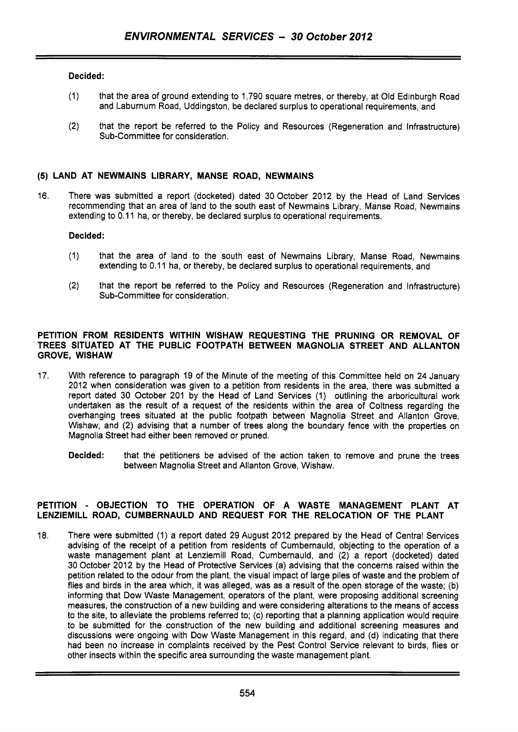**Decided:**

(1) that the area of ground extending to 1,790 square metres, or thereby, at Old Edinburgh Road and Laburnum Road, Uddingston, be declared surplus to operational requirements, and

(2) that the report be referred to the Policy and Resources (Regeneration and Infrastructure) Sub-Committee for consideration.

### (5) LAND AT NEWMAINS LIBRARY, MANSE ROAD, NEWMAINS

16. There was submitted a report (docketed) dated 30 October 2012 by the Head of Land Services recommending that an area of land to the south east of Newmains Library, Manse Road, Newmains extending to 0.11 ha, or thereby, be declared surplus to operational requirements.

**Decided:**

(1) that the area of land to the south east of Newmains Library, Manse Road, Newmains extending to 0.11 ha, or thereby, be declared surplus to operational requirements, and

(2) that the report be referred to the Policy and Resources (Regeneration and Infrastructure) Sub-Committee for consideration.

### PETITION FROM RESIDENTS WITHIN WISHAW REQUESTING THE PRUNING OR REMOVAL OF TREES SITUATED AT THE PUBLIC FOOTPATH BETWEEN MAGNOLIA STREET AND ALLANTON GROVE, WISHAW

17. With reference to paragraph 19 of the Minute of the meeting of this Committee held on 24 January 2012 when consideration was given to a petition from residents in the area, there was submitted a report dated 30 October 201 by the Head of Land Services (1) outlining the arboricultural work undertaken as the result of a request of the residents within the area of Coltness regarding the overhanging trees situated at the public footpath between Magnolia Street and Allanton Grove, Wishaw, and (2) advising that a number of trees along the boundary fence with the properties on Magnolia Street had either been removed or pruned.

**Decided:** that the petitioners be advised of the action taken to remove and prune the trees between Magnolia Street and Allanton Grove, Wishaw.

### PETITION - OBJECTION TO THE OPERATION OF A WASTE MANAGEMENT PLANT AT LENZIEMILL ROAD, CUMBERNAULD AND REQUEST FOR THE RELOCATION OF THE PLANT

18. There were submitted (1) a report dated 29 August 2012 prepared by the Head of Central Services advising of the receipt of a petition from residents of Cumbernauld, objecting to the operation of a waste management plant at Lenziemill Road, Cumbernauld, and (2) a report (docketed) dated 30 October 2012 by the Head of Protective Services (a) advising that the concerns raised within the petition related to the odour from the plant, the visual impact of large piles of waste and the problem of flies and birds in the area which, it was alleged, was as a result of the open storage of the waste; (b) informing that Dow Waste Management, operators of the plant, were proposing additional screening measures, the construction of a new building and were considering alterations to the means of access to the site, to alleviate the problems referred to; (c) reporting that a planning application would require to be submitted for the construction of the new building and additional screening measures and discussions were ongoing with Dow Waste Management in this regard, and (d) indicating that there had been no increase in complaints received by the Pest Control Service relevant to birds, flies or other insects within the specific area surrounding the waste management plant.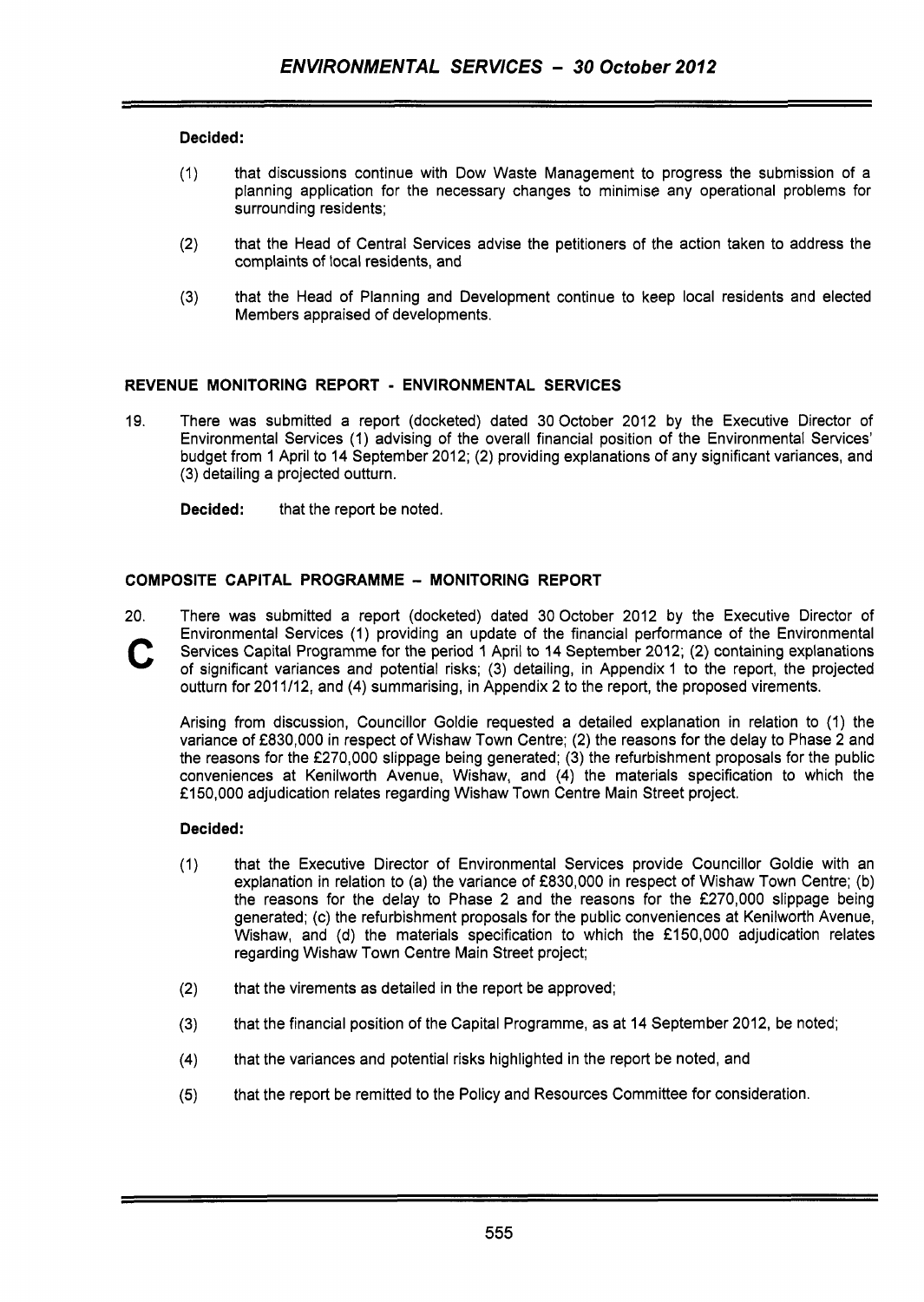**Decided:**

(1) that discussions continue with Dow Waste Management to progress the submission of a planning application for the necessary changes to minimise any operational problems for surrounding residents;

(2) that the Head of Central Services advise the petitioners of the action taken to address the complaints of local residents, and

(3) that the Head of Planning and Development continue to keep local residents and elected Members appraised of developments.

## REVENUE MONITORING REPORT - ENVIRONMENTAL SERVICES

19. There was submitted a report (docketed) dated 30 October 2012 by the Executive Director of Environmental Services (1) advising of the overall financial position of the Environmental Services' budget from 1 April to 14 September 2012; (2) providing explanations of any significant variances, and (3) detailing a projected outturn.

**Decided:** that the report be noted.

## COMPOSITE CAPITAL PROGRAMME - MONITORING REPORT

20. There was submitted a report (docketed) dated 30 October 2012 by the Executive Director of Environmental Services (1) providing an update of the financial performance of the Environmental Services Capital Programme for the period 1 April to 14 September 2012; (2) containing explanations of significant variances and potential risks; (3) detailing, in Appendix 1 to the report, the projected outturn for 2011/12, and (4) summarising, in Appendix 2 to the report, the proposed virements.

**C**

Arising from discussion, Councillor Goldie requested a detailed explanation in relation to (1) the variance of £830,000 in respect of Wishaw Town Centre; (2) the reasons for the delay to Phase 2 and the reasons for the £270,000 slippage being generated; (3) the refurbishment proposals for the public conveniences at Kenilworth Avenue, Wishaw, and (4) the materials specification to which the £150,000 adjudication relates regarding Wishaw Town Centre Main Street project.

**Decided:**

(1) that the Executive Director of Environmental Services provide Councillor Goldie with an explanation in relation to (a) the variance of £830,000 in respect of Wishaw Town Centre; (b) the reasons for the delay to Phase 2 and the reasons for the £270,000 slippage being generated; (c) the refurbishment proposals for the public conveniences at Kenilworth Avenue, Wishaw, and (d) the materials specification to which the £150,000 adjudication relates regarding Wishaw Town Centre Main Street project;

(2) that the virements as detailed in the report be approved;

(3) that the financial position of the Capital Programme, as at 14 September 2012, be noted;

(4) that the variances and potential risks highlighted in the report be noted, and

(5) that the report be remitted to the Policy and Resources Committee for consideration.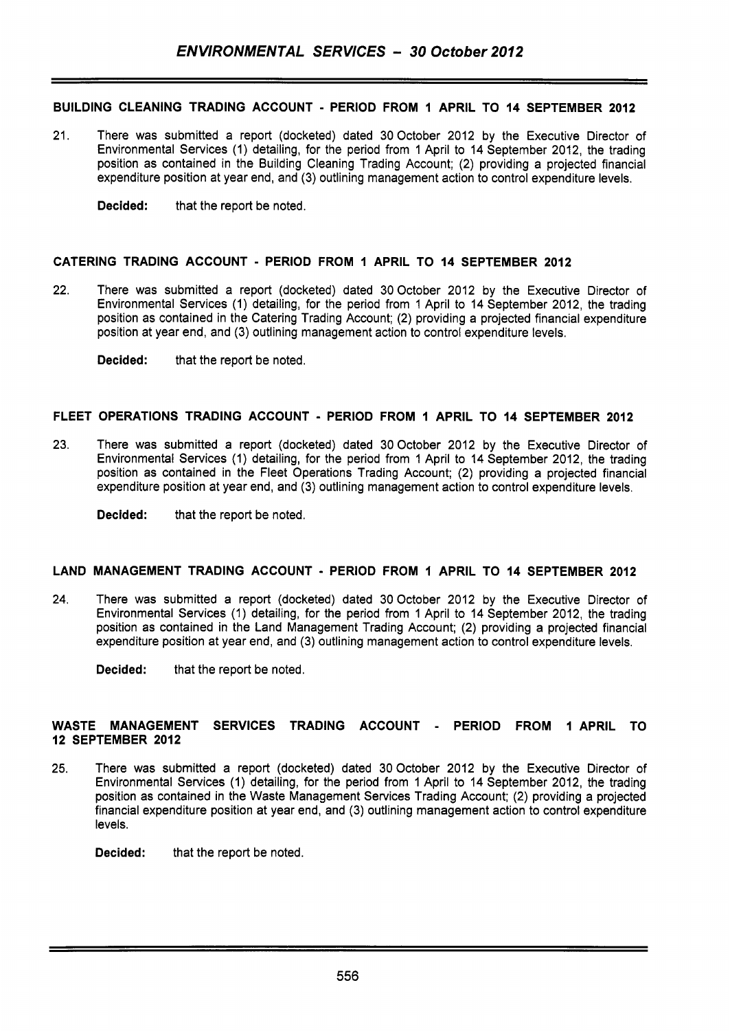## BUILDING CLEANING TRADING ACCOUNT - PERIOD FROM 1 APRIL TO 14 SEPTEMBER 2012

21. There was submitted a report (docketed) dated 30 October 2012 by the Executive Director of Environmental Services (1) detailing, for the period from 1 April to 14 September 2012, the trading position as contained in the Building Cleaning Trading Account; (2) providing a projected financial expenditure position at year end, and (3) outlining management action to control expenditure levels.

**Decided:** that the report be noted.

## CATERING TRADING ACCOUNT - PERIOD FROM 1 APRIL TO 14 SEPTEMBER 2012

22. There was submitted a report (docketed) dated 30 October 2012 by the Executive Director of Environmental Services (1) detailing, for the period from 1 April to 14 September 2012, the trading position as contained in the Catering Trading Account; (2) providing a projected financial expenditure position at year end, and (3) outlining management action to control expenditure levels.

**Decided:** that the report be noted.

## FLEET OPERATIONS TRADING ACCOUNT - PERIOD FROM 1 APRIL TO 14 SEPTEMBER 2012

23. There was submitted a report (docketed) dated 30 October 2012 by the Executive Director of Environmental Services (1) detailing, for the period from 1 April to 14 September 2012, the trading position as contained in the Fleet Operations Trading Account; (2) providing a projected financial expenditure position at year end, and (3) outlining management action to control expenditure levels.

**Decided:** that the report be noted.

## LAND MANAGEMENT TRADING ACCOUNT - PERIOD FROM 1 APRIL TO 14 SEPTEMBER 2012

24. There was submitted a report (docketed) dated 30 October 2012 by the Executive Director of Environmental Services (1) detailing, for the period from 1 April to 14 September 2012, the trading position as contained in the Land Management Trading Account; (2) providing a projected financial expenditure position at year end, and (3) outlining management action to control expenditure levels.

**Decided:** that the report be noted.

## WASTE MANAGEMENT SERVICES TRADING ACCOUNT - PERIOD FROM 1 APRIL TO 12 SEPTEMBER 2012

25. There was submitted a report (docketed) dated 30 October 2012 by the Executive Director of Environmental Services (1) detailing, for the period from 1 April to 14 September 2012, the trading position as contained in the Waste Management Services Trading Account; (2) providing a projected financial expenditure position at year end, and (3) outlining management action to control expenditure levels.

**Decided:** that the report be noted.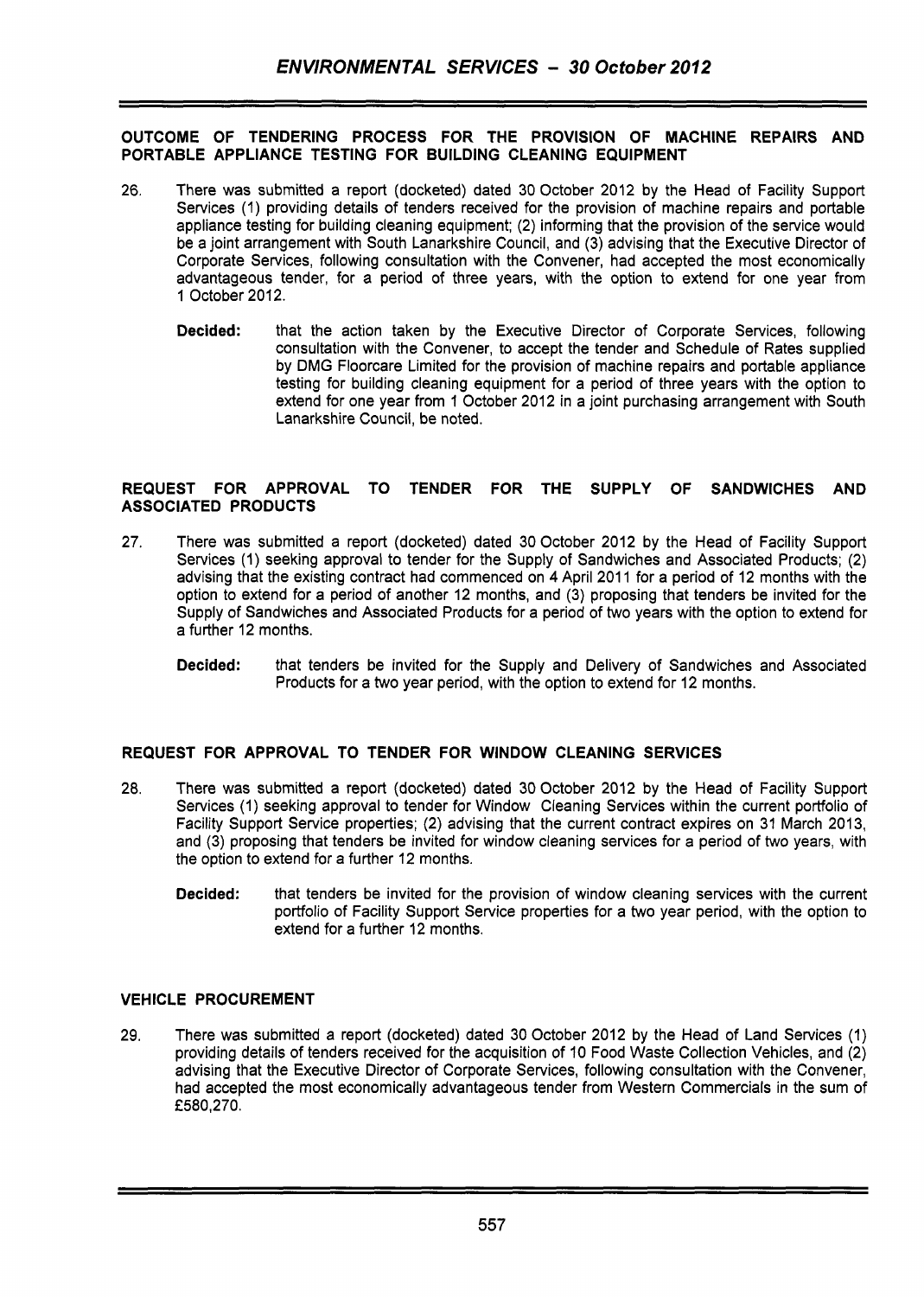## OUTCOME OF TENDERING PROCESS FOR THE PROVISION OF MACHINE REPAIRS AND PORTABLE APPLIANCE TESTING FOR BUILDING CLEANING EQUIPMENT

26. There was submitted a report (docketed) dated 30 October 2012 by the Head of Facility Support Services (1) providing details of tenders received for the provision of machine repairs and portable appliance testing for building cleaning equipment; (2) informing that the provision of the service would be a joint arrangement with South Lanarkshire Council, and (3) advising that the Executive Director of Corporate Services, following consultation with the Convener, had accepted the most economically advantageous tender, for a period of three years, with the option to extend for one year from 1 October 2012.

    **Decided:** that the action taken by the Executive Director of Corporate Services, following consultation with the Convener, to accept the tender and Schedule of Rates supplied by DMG Floorcare Limited for the provision of machine repairs and portable appliance testing for building cleaning equipment for a period of three years with the option to extend for one year from 1 October 2012 in a joint purchasing arrangement with South Lanarkshire Council, be noted.

## REQUEST FOR APPROVAL TO TENDER FOR THE SUPPLY OF SANDWICHES AND ASSOCIATED PRODUCTS

27. There was submitted a report (docketed) dated 30 October 2012 by the Head of Facility Support Services (1) seeking approval to tender for the Supply of Sandwiches and Associated Products; (2) advising that the existing contract had commenced on 4 April 2011 for a period of 12 months with the option to extend for a period of another 12 months, and (3) proposing that tenders be invited for the Supply of Sandwiches and Associated Products for a period of two years with the option to extend for a further 12 months.

    **Decided:** that tenders be invited for the Supply and Delivery of Sandwiches and Associated Products for a two year period, with the option to extend for 12 months.

## REQUEST FOR APPROVAL TO TENDER FOR WINDOW CLEANING SERVICES

28. There was submitted a report (docketed) dated 30 October 2012 by the Head of Facility Support Services (1) seeking approval to tender for Window Cleaning Services within the current portfolio of Facility Support Service properties; (2) advising that the current contract expires on 31 March 2013, and (3) proposing that tenders be invited for window cleaning services for a period of two years, with the option to extend for a further 12 months.

    **Decided:** that tenders be invited for the provision of window cleaning services with the current portfolio of Facility Support Service properties for a two year period, with the option to extend for a further 12 months.

## VEHICLE PROCUREMENT

29. There was submitted a report (docketed) dated 30 October 2012 by the Head of Land Services (1) providing details of tenders received for the acquisition of 10 Food Waste Collection Vehicles, and (2) advising that the Executive Director of Corporate Services, following consultation with the Convener, had accepted the most economically advantageous tender from Western Commercials in the sum of £580,270.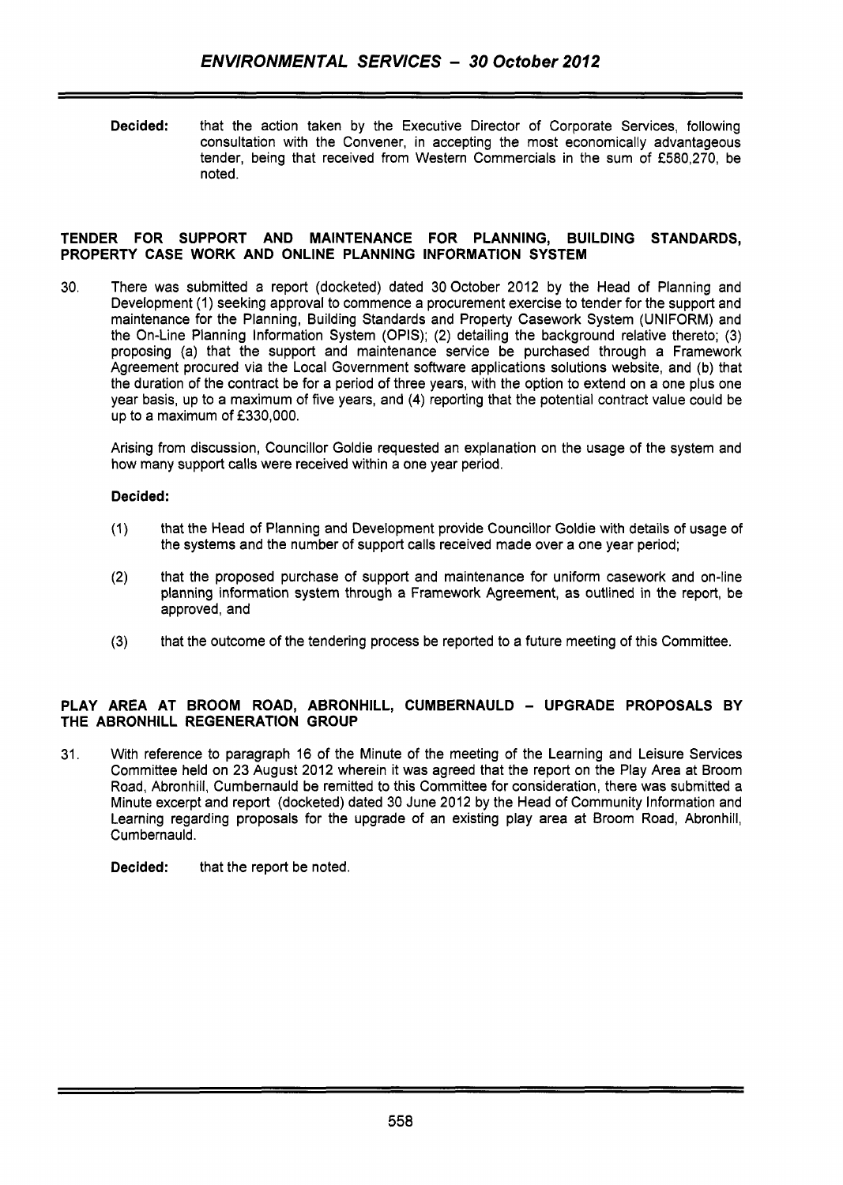**Decided:** that the action taken by the Executive Director of Corporate Services, following consultation with the Convener, in accepting the most economically advantageous tender, being that received from Western Commercials in the sum of £580,270, be noted.

## TENDER FOR SUPPORT AND MAINTENANCE FOR PLANNING, BUILDING STANDARDS, PROPERTY CASE WORK AND ONLINE PLANNING INFORMATION SYSTEM

30. There was submitted a report (docketed) dated 30 October 2012 by the Head of Planning and Development (1) seeking approval to commence a procurement exercise to tender for the support and maintenance for the Planning, Building Standards and Property Casework System (UNIFORM) and the On-Line Planning Information System (OPIS); (2) detailing the background relative thereto; (3) proposing (a) that the support and maintenance service be purchased through a Framework Agreement procured via the Local Government software applications solutions website, and (b) that the duration of the contract be for a period of three years, with the option to extend on a one plus one year basis, up to a maximum of five years, and (4) reporting that the potential contract value could be up to a maximum of £330,000.

    Arising from discussion, Councillor Goldie requested an explanation on the usage of the system and how many support calls were received within a one year period.

    **Decided:**

    (1) that the Head of Planning and Development provide Councillor Goldie with details of usage of the systems and the number of support calls received made over a one year period;

    (2) that the proposed purchase of support and maintenance for uniform casework and on-line planning information system through a Framework Agreement, as outlined in the report, be approved, and

    (3) that the outcome of the tendering process be reported to a future meeting of this Committee.

## PLAY AREA AT BROOM ROAD, ABRONHILL, CUMBERNAULD – UPGRADE PROPOSALS BY THE ABRONHILL REGENERATION GROUP

31. With reference to paragraph 16 of the Minute of the meeting of the Learning and Leisure Services Committee held on 23 August 2012 wherein it was agreed that the report on the Play Area at Broom Road, Abronhill, Cumbernauld be remitted to this Committee for consideration, there was submitted a Minute excerpt and report (docketed) dated 30 June 2012 by the Head of Community Information and Learning regarding proposals for the upgrade of an existing play area at Broom Road, Abronhill, Cumbernauld.

    **Decided:** that the report be noted.